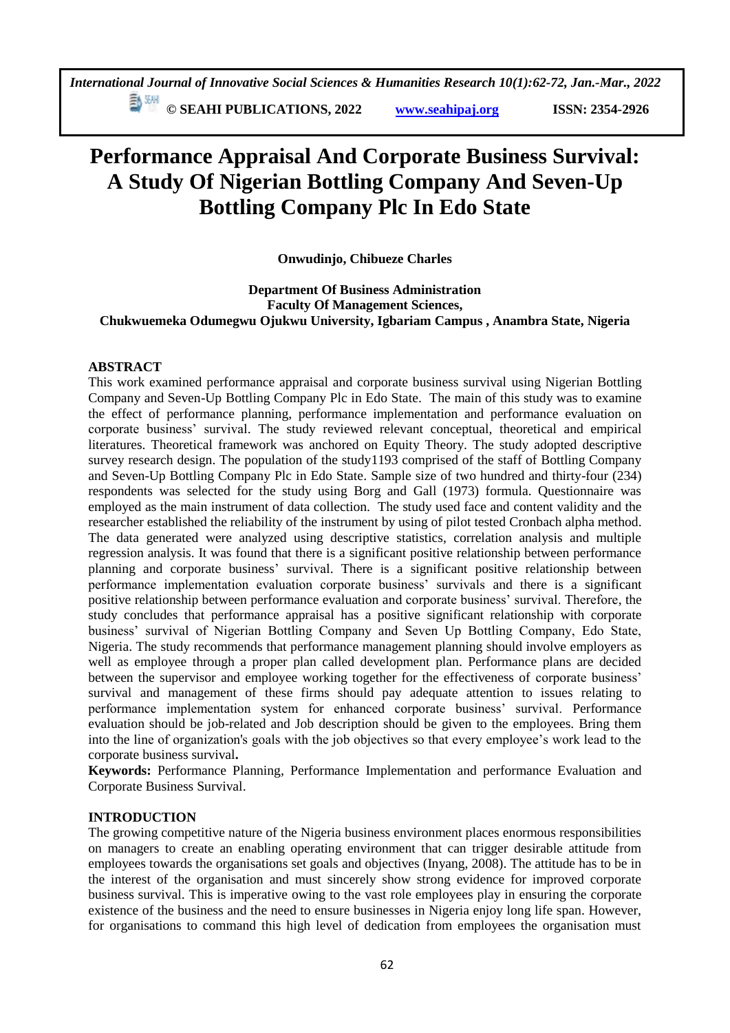# Performance Appraisal And Corporate Business Survival: A Study Of Nigerian Bottling Company And Seven-Up Bottling Company Plc In Edo State

**Onwudinjo, Chibueze Charles**

**Department Of Business Administration**
**Faculty Of Management Sciences,**
**Chukwuemeka Odumegwu Ojukwu University, Igbariam Campus , Anambra State, Nigeria**

## ABSTRACT

This work examined performance appraisal and corporate business survival using Nigerian Bottling Company and Seven-Up Bottling Company Plc in Edo State. The main of this study was to examine the effect of performance planning, performance implementation and performance evaluation on corporate business' survival. The study reviewed relevant conceptual, theoretical and empirical literatures. Theoretical framework was anchored on Equity Theory. The study adopted descriptive survey research design. The population of the study1193 comprised of the staff of Bottling Company and Seven-Up Bottling Company Plc in Edo State. Sample size of two hundred and thirty-four (234) respondents was selected for the study using Borg and Gall (1973) formula. Questionnaire was employed as the main instrument of data collection. The study used face and content validity and the researcher established the reliability of the instrument by using of pilot tested Cronbach alpha method. The data generated were analyzed using descriptive statistics, correlation analysis and multiple regression analysis. It was found that there is a significant positive relationship between performance planning and corporate business' survival. There is a significant positive relationship between performance implementation evaluation corporate business' survivals and there is a significant positive relationship between performance evaluation and corporate business' survival. Therefore, the study concludes that performance appraisal has a positive significant relationship with corporate business' survival of Nigerian Bottling Company and Seven Up Bottling Company, Edo State, Nigeria. The study recommends that performance management planning should involve employers as well as employee through a proper plan called development plan. Performance plans are decided between the supervisor and employee working together for the effectiveness of corporate business' survival and management of these firms should pay adequate attention to issues relating to performance implementation system for enhanced corporate business' survival. Performance evaluation should be job-related and Job description should be given to the employees. Bring them into the line of organization's goals with the job objectives so that every employee's work lead to the corporate business survival**.**

**Keywords:** Performance Planning, Performance Implementation and performance Evaluation and Corporate Business Survival.

## INTRODUCTION

The growing competitive nature of the Nigeria business environment places enormous responsibilities on managers to create an enabling operating environment that can trigger desirable attitude from employees towards the organisations set goals and objectives (Inyang, 2008). The attitude has to be in the interest of the organisation and must sincerely show strong evidence for improved corporate business survival. This is imperative owing to the vast role employees play in ensuring the corporate existence of the business and the need to ensure businesses in Nigeria enjoy long life span. However, for organisations to command this high level of dedication from employees the organisation must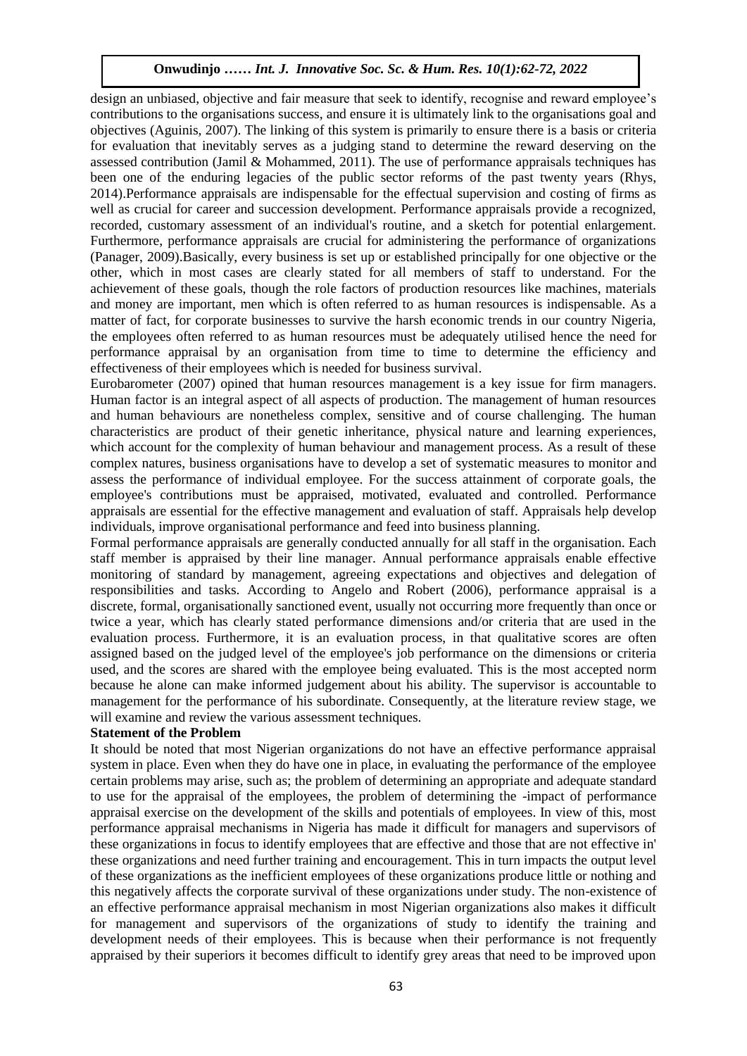design an unbiased, objective and fair measure that seek to identify, recognise and reward employee's contributions to the organisations success, and ensure it is ultimately link to the organisations goal and objectives (Aguinis, 2007). The linking of this system is primarily to ensure there is a basis or criteria for evaluation that inevitably serves as a judging stand to determine the reward deserving on the assessed contribution (Jamil & Mohammed, 2011). The use of performance appraisals techniques has been one of the enduring legacies of the public sector reforms of the past twenty years (Rhys, 2014).Performance appraisals are indispensable for the effectual supervision and costing of firms as well as crucial for career and succession development. Performance appraisals provide a recognized, recorded, customary assessment of an individual's routine, and a sketch for potential enlargement. Furthermore, performance appraisals are crucial for administering the performance of organizations (Panager, 2009).Basically, every business is set up or established principally for one objective or the other, which in most cases are clearly stated for all members of staff to understand. For the achievement of these goals, though the role factors of production resources like machines, materials and money are important, men which is often referred to as human resources is indispensable. As a matter of fact, for corporate businesses to survive the harsh economic trends in our country Nigeria, the employees often referred to as human resources must be adequately utilised hence the need for performance appraisal by an organisation from time to time to determine the efficiency and effectiveness of their employees which is needed for business survival.

Eurobarometer (2007) opined that human resources management is a key issue for firm managers. Human factor is an integral aspect of all aspects of production. The management of human resources and human behaviours are nonetheless complex, sensitive and of course challenging. The human characteristics are product of their genetic inheritance, physical nature and learning experiences, which account for the complexity of human behaviour and management process. As a result of these complex natures, business organisations have to develop a set of systematic measures to monitor and assess the performance of individual employee. For the success attainment of corporate goals, the employee's contributions must be appraised, motivated, evaluated and controlled. Performance appraisals are essential for the effective management and evaluation of staff. Appraisals help develop individuals, improve organisational performance and feed into business planning.

Formal performance appraisals are generally conducted annually for all staff in the organisation. Each staff member is appraised by their line manager. Annual performance appraisals enable effective monitoring of standard by management, agreeing expectations and objectives and delegation of responsibilities and tasks. According to Angelo and Robert (2006), performance appraisal is a discrete, formal, organisationally sanctioned event, usually not occurring more frequently than once or twice a year, which has clearly stated performance dimensions and/or criteria that are used in the evaluation process. Furthermore, it is an evaluation process, in that qualitative scores are often assigned based on the judged level of the employee's job performance on the dimensions or criteria used, and the scores are shared with the employee being evaluated. This is the most accepted norm because he alone can make informed judgement about his ability. The supervisor is accountable to management for the performance of his subordinate. Consequently, at the literature review stage, we will examine and review the various assessment techniques.

**Statement of the Problem**

It should be noted that most Nigerian organizations do not have an effective performance appraisal system in place. Even when they do have one in place, in evaluating the performance of the employee certain problems may arise, such as; the problem of determining an appropriate and adequate standard to use for the appraisal of the employees, the problem of determining the -impact of performance appraisal exercise on the development of the skills and potentials of employees. In view of this, most performance appraisal mechanisms in Nigeria has made it difficult for managers and supervisors of these organizations in focus to identify employees that are effective and those that are not effective in' these organizations and need further training and encouragement. This in turn impacts the output level of these organizations as the inefficient employees of these organizations produce little or nothing and this negatively affects the corporate survival of these organizations under study. The non-existence of an effective performance appraisal mechanism in most Nigerian organizations also makes it difficult for management and supervisors of the organizations of study to identify the training and development needs of their employees. This is because when their performance is not frequently appraised by their superiors it becomes difficult to identify grey areas that need to be improved upon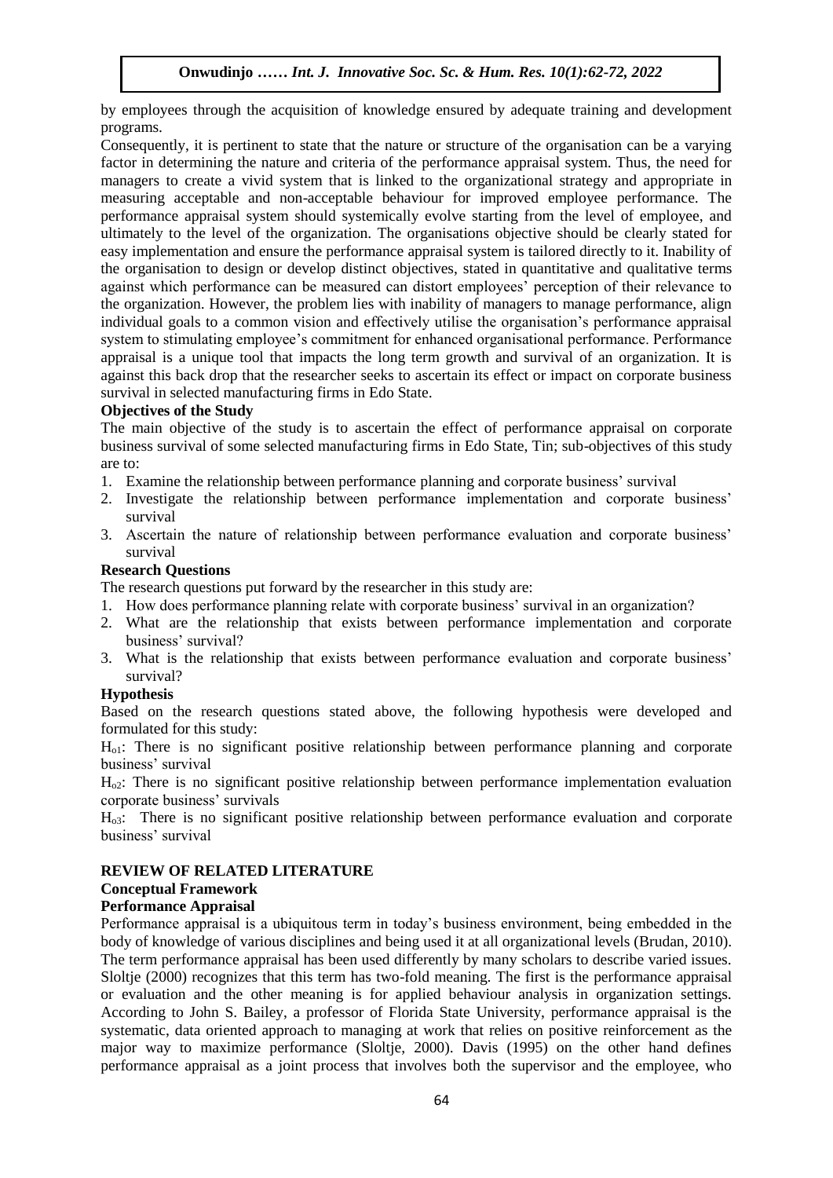by employees through the acquisition of knowledge ensured by adequate training and development programs.

Consequently, it is pertinent to state that the nature or structure of the organisation can be a varying factor in determining the nature and criteria of the performance appraisal system. Thus, the need for managers to create a vivid system that is linked to the organizational strategy and appropriate in measuring acceptable and non-acceptable behaviour for improved employee performance. The performance appraisal system should systemically evolve starting from the level of employee, and ultimately to the level of the organization. The organisations objective should be clearly stated for easy implementation and ensure the performance appraisal system is tailored directly to it. Inability of the organisation to design or develop distinct objectives, stated in quantitative and qualitative terms against which performance can be measured can distort employees' perception of their relevance to the organization. However, the problem lies with inability of managers to manage performance, align individual goals to a common vision and effectively utilise the organisation's performance appraisal system to stimulating employee's commitment for enhanced organisational performance. Performance appraisal is a unique tool that impacts the long term growth and survival of an organization. It is against this back drop that the researcher seeks to ascertain its effect or impact on corporate business survival in selected manufacturing firms in Edo State.

**Objectives of the Study**

The main objective of the study is to ascertain the effect of performance appraisal on corporate business survival of some selected manufacturing firms in Edo State, Tin; sub-objectives of this study are to:

1. Examine the relationship between performance planning and corporate business' survival
2. Investigate the relationship between performance implementation and corporate business' survival
3. Ascertain the nature of relationship between performance evaluation and corporate business' survival

**Research Questions**

The research questions put forward by the researcher in this study are:

1. How does performance planning relate with corporate business' survival in an organization?
2. What are the relationship that exists between performance implementation and corporate business' survival?
3. What is the relationship that exists between performance evaluation and corporate business' survival?

**Hypothesis**

Based on the research questions stated above, the following hypothesis were developed and formulated for this study:

$H_{o1}$: There is no significant positive relationship between performance planning and corporate business' survival

$H_{o2}$: There is no significant positive relationship between performance implementation evaluation corporate business' survivals

$H_{o3}$: There is no significant positive relationship between performance evaluation and corporate business' survival

## REVIEW OF RELATED LITERATURE

### Conceptual Framework

#### Performance Appraisal

Performance appraisal is a ubiquitous term in today's business environment, being embedded in the body of knowledge of various disciplines and being used it at all organizational levels (Brudan, 2010). The term performance appraisal has been used differently by many scholars to describe varied issues. Sloltje (2000) recognizes that this term has two-fold meaning. The first is the performance appraisal or evaluation and the other meaning is for applied behaviour analysis in organization settings. According to John S. Bailey, a professor of Florida State University, performance appraisal is the systematic, data oriented approach to managing at work that relies on positive reinforcement as the major way to maximize performance (Sloltje, 2000). Davis (1995) on the other hand defines performance appraisal as a joint process that involves both the supervisor and the employee, who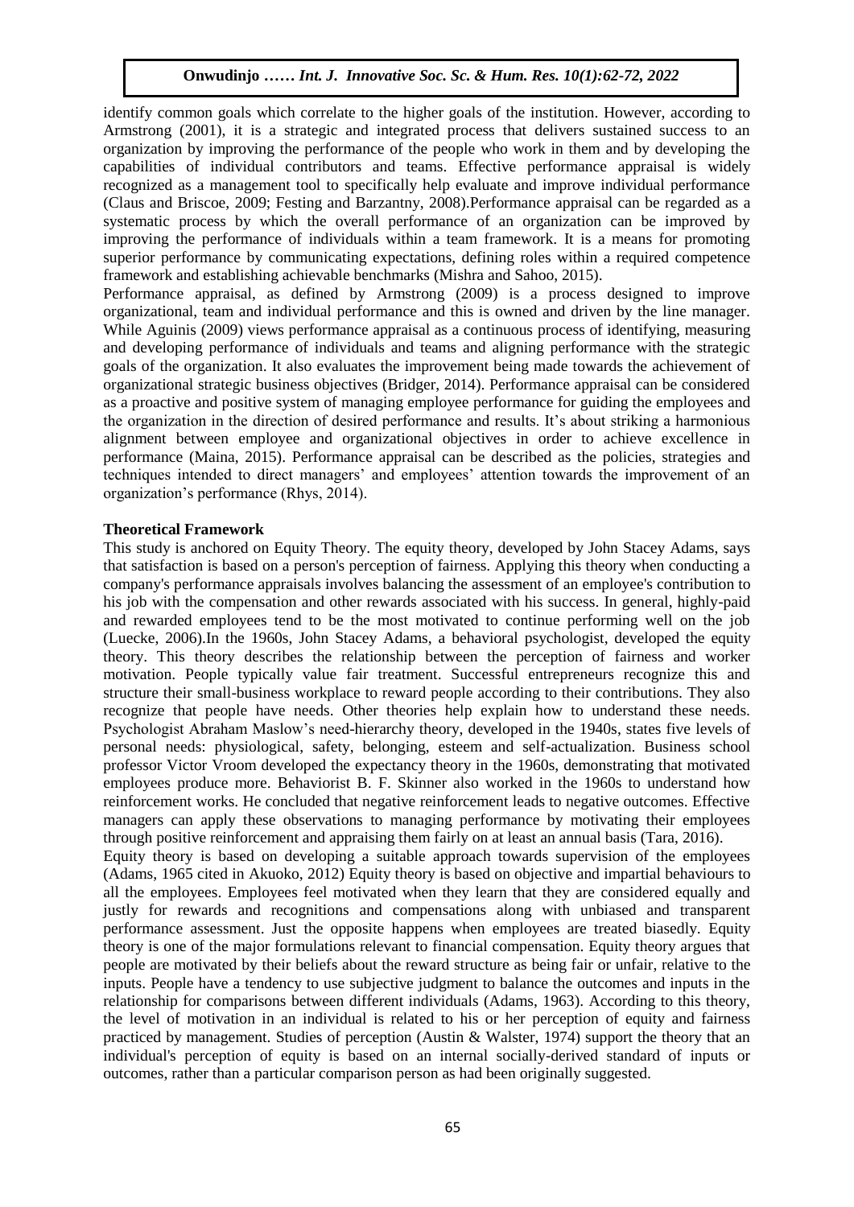identify common goals which correlate to the higher goals of the institution. However, according to Armstrong (2001), it is a strategic and integrated process that delivers sustained success to an organization by improving the performance of the people who work in them and by developing the capabilities of individual contributors and teams. Effective performance appraisal is widely recognized as a management tool to specifically help evaluate and improve individual performance (Claus and Briscoe, 2009; Festing and Barzantny, 2008).Performance appraisal can be regarded as a systematic process by which the overall performance of an organization can be improved by improving the performance of individuals within a team framework. It is a means for promoting superior performance by communicating expectations, defining roles within a required competence framework and establishing achievable benchmarks (Mishra and Sahoo, 2015).

Performance appraisal, as defined by Armstrong (2009) is a process designed to improve organizational, team and individual performance and this is owned and driven by the line manager. While Aguinis (2009) views performance appraisal as a continuous process of identifying, measuring and developing performance of individuals and teams and aligning performance with the strategic goals of the organization. It also evaluates the improvement being made towards the achievement of organizational strategic business objectives (Bridger, 2014). Performance appraisal can be considered as a proactive and positive system of managing employee performance for guiding the employees and the organization in the direction of desired performance and results. It's about striking a harmonious alignment between employee and organizational objectives in order to achieve excellence in performance (Maina, 2015). Performance appraisal can be described as the policies, strategies and techniques intended to direct managers' and employees' attention towards the improvement of an organization's performance (Rhys, 2014).

**Theoretical Framework**

This study is anchored on Equity Theory. The equity theory, developed by John Stacey Adams, says that satisfaction is based on a person's perception of fairness. Applying this theory when conducting a company's performance appraisals involves balancing the assessment of an employee's contribution to his job with the compensation and other rewards associated with his success. In general, highly-paid and rewarded employees tend to be the most motivated to continue performing well on the job (Luecke, 2006).In the 1960s, John Stacey Adams, a behavioral psychologist, developed the equity theory. This theory describes the relationship between the perception of fairness and worker motivation. People typically value fair treatment. Successful entrepreneurs recognize this and structure their small-business workplace to reward people according to their contributions. They also recognize that people have needs. Other theories help explain how to understand these needs. Psychologist Abraham Maslow's need-hierarchy theory, developed in the 1940s, states five levels of personal needs: physiological, safety, belonging, esteem and self-actualization. Business school professor Victor Vroom developed the expectancy theory in the 1960s, demonstrating that motivated employees produce more. Behaviorist B. F. Skinner also worked in the 1960s to understand how reinforcement works. He concluded that negative reinforcement leads to negative outcomes. Effective managers can apply these observations to managing performance by motivating their employees through positive reinforcement and appraising them fairly on at least an annual basis (Tara, 2016).

Equity theory is based on developing a suitable approach towards supervision of the employees (Adams, 1965 cited in Akuoko, 2012) Equity theory is based on objective and impartial behaviours to all the employees. Employees feel motivated when they learn that they are considered equally and justly for rewards and recognitions and compensations along with unbiased and transparent performance assessment. Just the opposite happens when employees are treated biasedly. Equity theory is one of the major formulations relevant to financial compensation. Equity theory argues that people are motivated by their beliefs about the reward structure as being fair or unfair, relative to the inputs. People have a tendency to use subjective judgment to balance the outcomes and inputs in the relationship for comparisons between different individuals (Adams, 1963). According to this theory, the level of motivation in an individual is related to his or her perception of equity and fairness practiced by management. Studies of perception (Austin & Walster, 1974) support the theory that an individual's perception of equity is based on an internal socially-derived standard of inputs or outcomes, rather than a particular comparison person as had been originally suggested.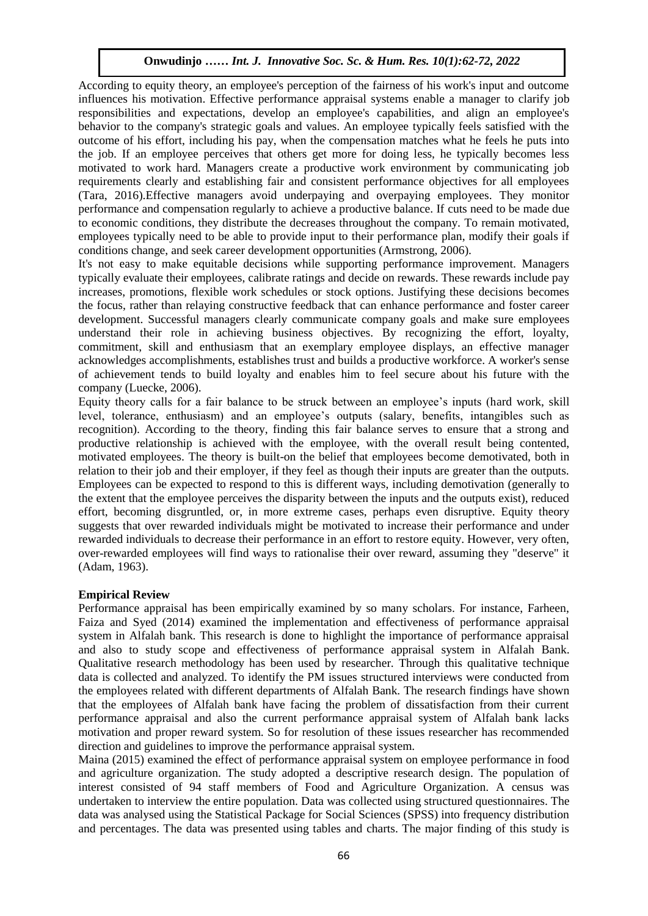According to equity theory, an employee's perception of the fairness of his work's input and outcome influences his motivation. Effective performance appraisal systems enable a manager to clarify job responsibilities and expectations, develop an employee's capabilities, and align an employee's behavior to the company's strategic goals and values. An employee typically feels satisfied with the outcome of his effort, including his pay, when the compensation matches what he feels he puts into the job. If an employee perceives that others get more for doing less, he typically becomes less motivated to work hard. Managers create a productive work environment by communicating job requirements clearly and establishing fair and consistent performance objectives for all employees (Tara, 2016).Effective managers avoid underpaying and overpaying employees. They monitor performance and compensation regularly to achieve a productive balance. If cuts need to be made due to economic conditions, they distribute the decreases throughout the company. To remain motivated, employees typically need to be able to provide input to their performance plan, modify their goals if conditions change, and seek career development opportunities (Armstrong, 2006).

It's not easy to make equitable decisions while supporting performance improvement. Managers typically evaluate their employees, calibrate ratings and decide on rewards. These rewards include pay increases, promotions, flexible work schedules or stock options. Justifying these decisions becomes the focus, rather than relaying constructive feedback that can enhance performance and foster career development. Successful managers clearly communicate company goals and make sure employees understand their role in achieving business objectives. By recognizing the effort, loyalty, commitment, skill and enthusiasm that an exemplary employee displays, an effective manager acknowledges accomplishments, establishes trust and builds a productive workforce. A worker's sense of achievement tends to build loyalty and enables him to feel secure about his future with the company (Luecke, 2006).

Equity theory calls for a fair balance to be struck between an employee's inputs (hard work, skill level, tolerance, enthusiasm) and an employee's outputs (salary, benefits, intangibles such as recognition). According to the theory, finding this fair balance serves to ensure that a strong and productive relationship is achieved with the employee, with the overall result being contented, motivated employees. The theory is built-on the belief that employees become demotivated, both in relation to their job and their employer, if they feel as though their inputs are greater than the outputs. Employees can be expected to respond to this is different ways, including demotivation (generally to the extent that the employee perceives the disparity between the inputs and the outputs exist), reduced effort, becoming disgruntled, or, in more extreme cases, perhaps even disruptive. Equity theory suggests that over rewarded individuals might be motivated to increase their performance and under rewarded individuals to decrease their performance in an effort to restore equity. However, very often, over-rewarded employees will find ways to rationalise their over reward, assuming they "deserve" it (Adam, 1963).

**Empirical Review**

Performance appraisal has been empirically examined by so many scholars. For instance, Farheen, Faiza and Syed (2014) examined the implementation and effectiveness of performance appraisal system in Alfalah bank. This research is done to highlight the importance of performance appraisal and also to study scope and effectiveness of performance appraisal system in Alfalah Bank. Qualitative research methodology has been used by researcher. Through this qualitative technique data is collected and analyzed. To identify the PM issues structured interviews were conducted from the employees related with different departments of Alfalah Bank. The research findings have shown that the employees of Alfalah bank have facing the problem of dissatisfaction from their current performance appraisal and also the current performance appraisal system of Alfalah bank lacks motivation and proper reward system. So for resolution of these issues researcher has recommended direction and guidelines to improve the performance appraisal system.

Maina (2015) examined the effect of performance appraisal system on employee performance in food and agriculture organization. The study adopted a descriptive research design. The population of interest consisted of 94 staff members of Food and Agriculture Organization. A census was undertaken to interview the entire population. Data was collected using structured questionnaires. The data was analysed using the Statistical Package for Social Sciences (SPSS) into frequency distribution and percentages. The data was presented using tables and charts. The major finding of this study is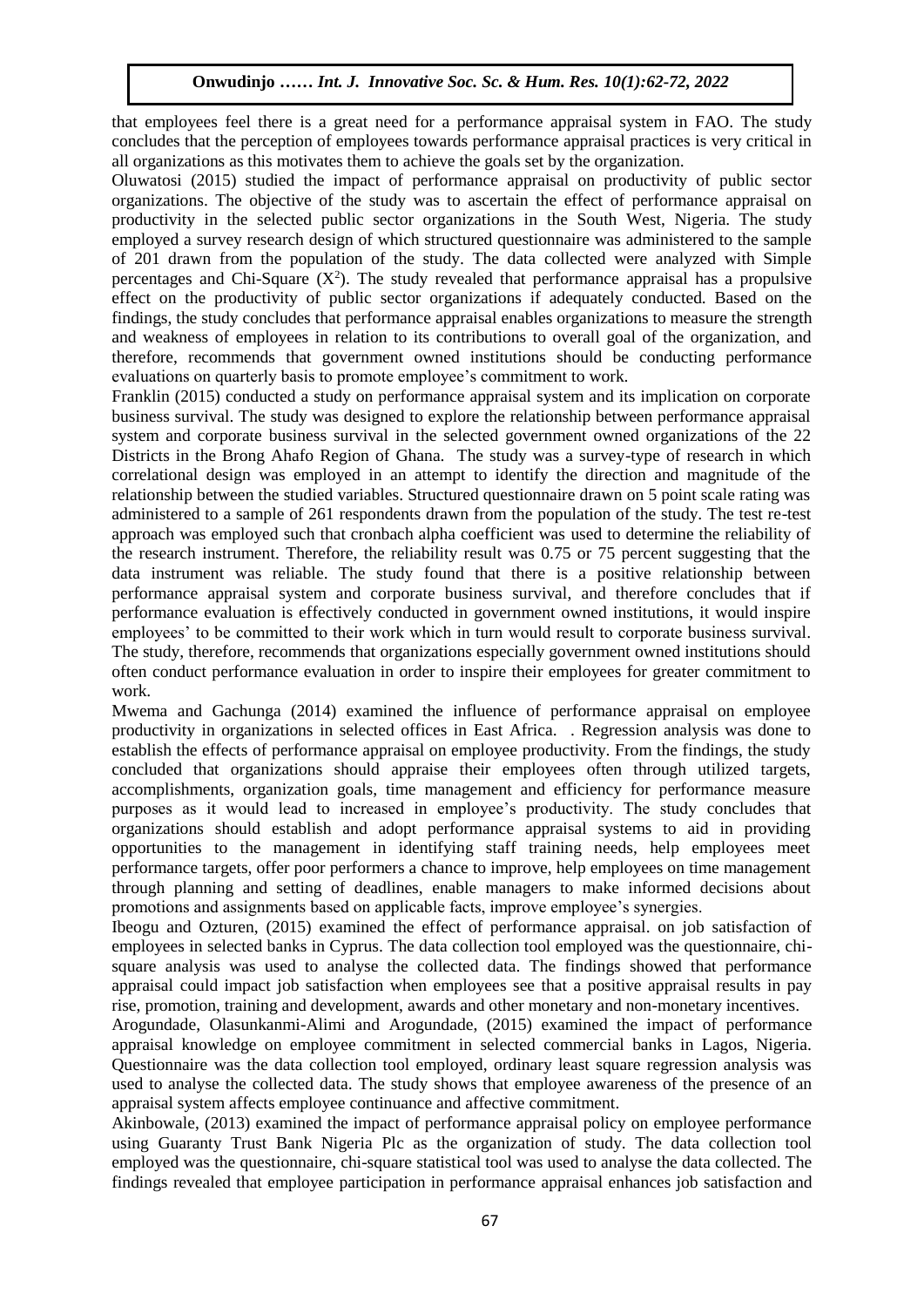that employees feel there is a great need for a performance appraisal system in FAO. The study concludes that the perception of employees towards performance appraisal practices is very critical in all organizations as this motivates them to achieve the goals set by the organization.

Oluwatosi (2015) studied the impact of performance appraisal on productivity of public sector organizations. The objective of the study was to ascertain the effect of performance appraisal on productivity in the selected public sector organizations in the South West, Nigeria. The study employed a survey research design of which structured questionnaire was administered to the sample of 201 drawn from the population of the study. The data collected were analyzed with Simple percentages and Chi-Square ($X^2$). The study revealed that performance appraisal has a propulsive effect on the productivity of public sector organizations if adequately conducted. Based on the findings, the study concludes that performance appraisal enables organizations to measure the strength and weakness of employees in relation to its contributions to overall goal of the organization, and therefore, recommends that government owned institutions should be conducting performance evaluations on quarterly basis to promote employee's commitment to work.

Franklin (2015) conducted a study on performance appraisal system and its implication on corporate business survival. The study was designed to explore the relationship between performance appraisal system and corporate business survival in the selected government owned organizations of the 22 Districts in the Brong Ahafo Region of Ghana. The study was a survey-type of research in which correlational design was employed in an attempt to identify the direction and magnitude of the relationship between the studied variables. Structured questionnaire drawn on 5 point scale rating was administered to a sample of 261 respondents drawn from the population of the study. The test re-test approach was employed such that cronbach alpha coefficient was used to determine the reliability of the research instrument. Therefore, the reliability result was 0.75 or 75 percent suggesting that the data instrument was reliable. The study found that there is a positive relationship between performance appraisal system and corporate business survival, and therefore concludes that if performance evaluation is effectively conducted in government owned institutions, it would inspire employees' to be committed to their work which in turn would result to corporate business survival. The study, therefore, recommends that organizations especially government owned institutions should often conduct performance evaluation in order to inspire their employees for greater commitment to work.

Mwema and Gachunga (2014) examined the influence of performance appraisal on employee productivity in organizations in selected offices in East Africa. . Regression analysis was done to establish the effects of performance appraisal on employee productivity. From the findings, the study concluded that organizations should appraise their employees often through utilized targets, accomplishments, organization goals, time management and efficiency for performance measure purposes as it would lead to increased in employee's productivity. The study concludes that organizations should establish and adopt performance appraisal systems to aid in providing opportunities to the management in identifying staff training needs, help employees meet performance targets, offer poor performers a chance to improve, help employees on time management through planning and setting of deadlines, enable managers to make informed decisions about promotions and assignments based on applicable facts, improve employee's synergies.

Ibeogu and Ozturen, (2015) examined the effect of performance appraisal. on job satisfaction of employees in selected banks in Cyprus. The data collection tool employed was the questionnaire, chi-square analysis was used to analyse the collected data. The findings showed that performance appraisal could impact job satisfaction when employees see that a positive appraisal results in pay rise, promotion, training and development, awards and other monetary and non-monetary incentives.

Arogundade, Olasunkanmi-Alimi and Arogundade, (2015) examined the impact of performance appraisal knowledge on employee commitment in selected commercial banks in Lagos, Nigeria. Questionnaire was the data collection tool employed, ordinary least square regression analysis was used to analyse the collected data. The study shows that employee awareness of the presence of an appraisal system affects employee continuance and affective commitment.

Akinbowale, (2013) examined the impact of performance appraisal policy on employee performance using Guaranty Trust Bank Nigeria Plc as the organization of study. The data collection tool employed was the questionnaire, chi-square statistical tool was used to analyse the data collected. The findings revealed that employee participation in performance appraisal enhances job satisfaction and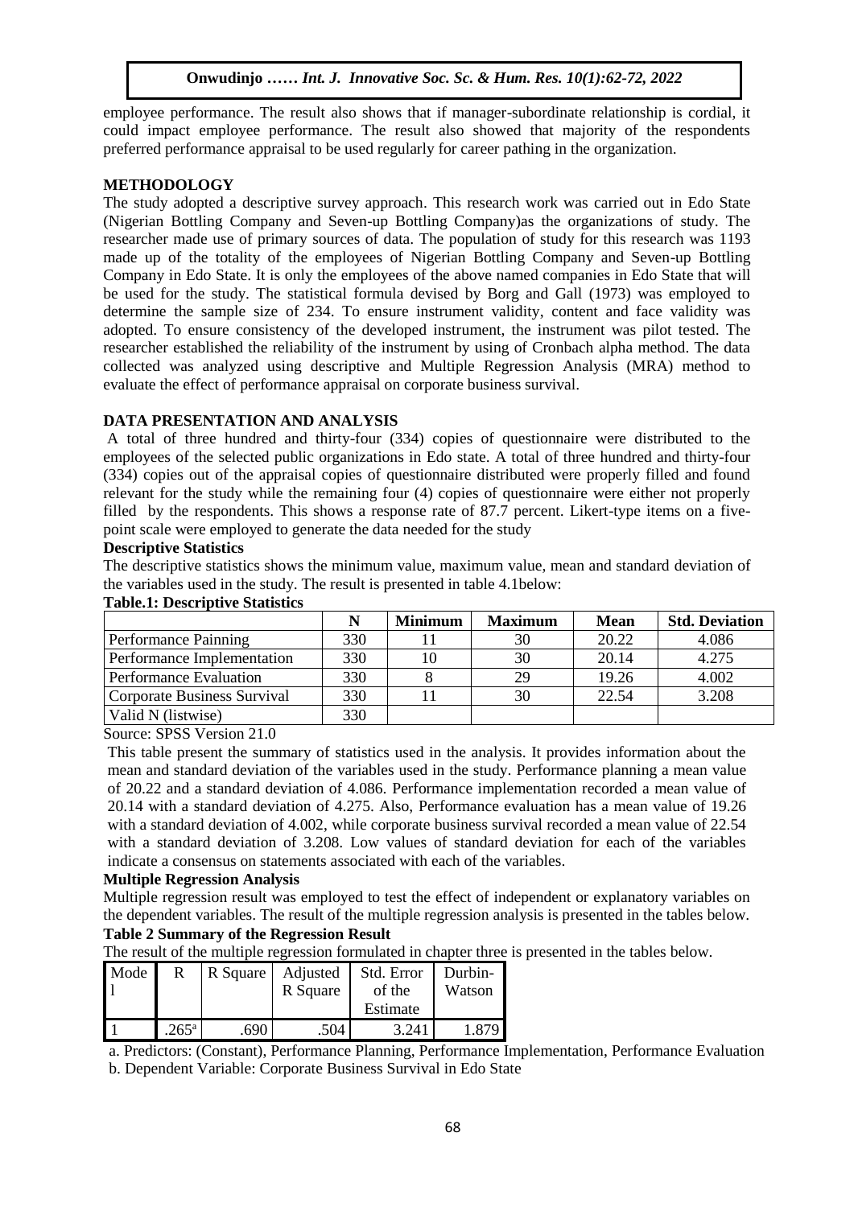employee performance. The result also shows that if manager-subordinate relationship is cordial, it could impact employee performance. The result also showed that majority of the respondents preferred performance appraisal to be used regularly for career pathing in the organization.

## METHODOLOGY

The study adopted a descriptive survey approach. This research work was carried out in Edo State (Nigerian Bottling Company and Seven-up Bottling Company)as the organizations of study. The researcher made use of primary sources of data. The population of study for this research was 1193 made up of the totality of the employees of Nigerian Bottling Company and Seven-up Bottling Company in Edo State. It is only the employees of the above named companies in Edo State that will be used for the study. The statistical formula devised by Borg and Gall (1973) was employed to determine the sample size of 234. To ensure instrument validity, content and face validity was adopted. To ensure consistency of the developed instrument, the instrument was pilot tested. The researcher established the reliability of the instrument by using of Cronbach alpha method. The data collected was analyzed using descriptive and Multiple Regression Analysis (MRA) method to evaluate the effect of performance appraisal on corporate business survival.

## DATA PRESENTATION AND ANALYSIS

A total of three hundred and thirty-four (334) copies of questionnaire were distributed to the employees of the selected public organizations in Edo state. A total of three hundred and thirty-four (334) copies out of the appraisal copies of questionnaire distributed were properly filled and found relevant for the study while the remaining four (4) copies of questionnaire were either not properly filled by the respondents. This shows a response rate of 87.7 percent. Likert-type items on a five-point scale were employed to generate the data needed for the study

### Descriptive Statistics

The descriptive statistics shows the minimum value, maximum value, mean and standard deviation of the variables used in the study. The result is presented in table 4.1below:

**Table.1: Descriptive Statistics**

| | N | Minimum | Maximum | Mean | Std. Deviation |
|---|---|---|---|---|---|
| Performance Painning | 330 | 11 | 30 | 20.22 | 4.086 |
| Performance Implementation | 330 | 10 | 30 | 20.14 | 4.275 |
| Performance Evaluation | 330 | 8 | 29 | 19.26 | 4.002 |
| Corporate Business Survival | 330 | 11 | 30 | 22.54 | 3.208 |
| Valid N (listwise) | 330 | | | | |

Source: SPSS Version 21.0

This table present the summary of statistics used in the analysis. It provides information about the mean and standard deviation of the variables used in the study. Performance planning a mean value of 20.22 and a standard deviation of 4.086. Performance implementation recorded a mean value of 20.14 with a standard deviation of 4.275. Also, Performance evaluation has a mean value of 19.26 with a standard deviation of 4.002, while corporate business survival recorded a mean value of 22.54 with a standard deviation of 3.208. Low values of standard deviation for each of the variables indicate a consensus on statements associated with each of the variables.

### Multiple Regression Analysis

Multiple regression result was employed to test the effect of independent or explanatory variables on the dependent variables. The result of the multiple regression analysis is presented in the tables below.

**Table 2 Summary of the Regression Result**

The result of the multiple regression formulated in chapter three is presented in the tables below.

| Model | R | R Square | Adjusted R Square | Std. Error of the Estimate | Durbin-Watson |
|---|---|---|---|---|---|
| 1 | .265[a] | .690 | .504 | 3.241 | 1.879 |

a. Predictors: (Constant), Performance Planning, Performance Implementation, Performance Evaluation

b. Dependent Variable: Corporate Business Survival in Edo State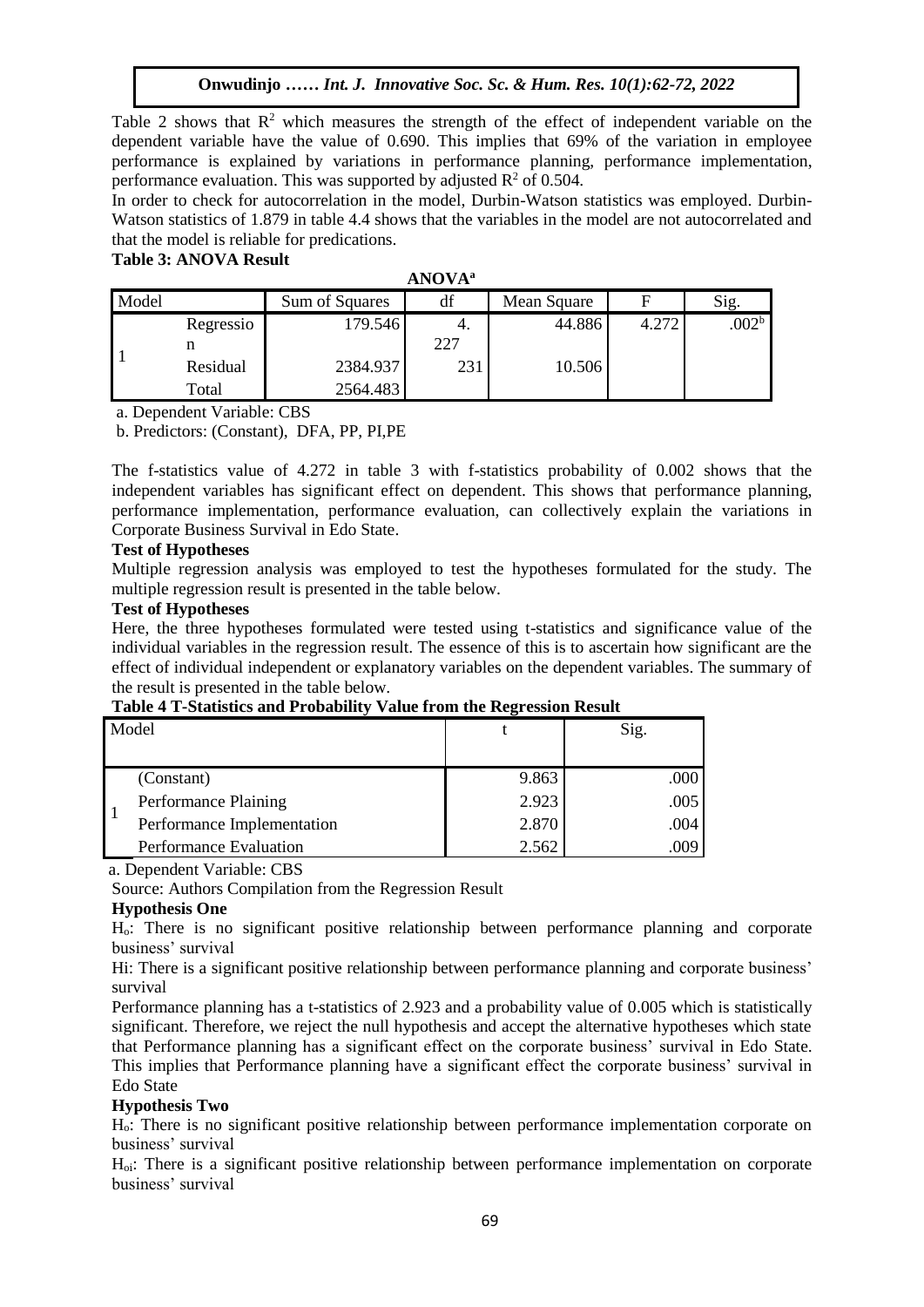Table 2 shows that $R^2$ which measures the strength of the effect of independent variable on the dependent variable have the value of 0.690. This implies that 69% of the variation in employee performance is explained by variations in performance planning, performance implementation, performance evaluation. This was supported by adjusted $R^2$ of 0.504.

In order to check for autocorrelation in the model, Durbin-Watson statistics was employed. Durbin-Watson statistics of 1.879 in table 4.4 shows that the variables in the model are not autocorrelated and that the model is reliable for predications.

**Table 3: ANOVA Result**

**ANOVA[a]**

| Model | | Sum of Squares | df | Mean Square | F | Sig. |
|---|---|---|---|---|---|---|
| 1 | Regression | 179.546 | 4. | 44.886 | 4.272 | .002[b] |
| | Residual | 2384.937 | 227 | 10.506 | | |
| | Total | 2564.483 | 231 | | | |

a. Dependent Variable: CBS

b. Predictors: (Constant), DFA, PP, PI,PE

The f-statistics value of 4.272 in table 3 with f-statistics probability of 0.002 shows that the independent variables has significant effect on dependent. This shows that performance planning, performance implementation, performance evaluation, can collectively explain the variations in Corporate Business Survival in Edo State.

**Test of Hypotheses**

Multiple regression analysis was employed to test the hypotheses formulated for the study. The multiple regression result is presented in the table below.

**Test of Hypotheses**

Here, the three hypotheses formulated were tested using t-statistics and significance value of the individual variables in the regression result. The essence of this is to ascertain how significant are the effect of individual independent or explanatory variables on the dependent variables. The summary of the result is presented in the table below.

**Table 4 T-Statistics and Probability Value from the Regression Result**

| Model | | t | Sig. |
|---|---|---|---|
| 1 | (Constant) | 9.863 | .000 |
| | Performance Plaining | 2.923 | .005 |
| | Performance Implementation | 2.870 | .004 |
| | Performance Evaluation | 2.562 | .009 |

a. Dependent Variable: CBS

Source: Authors Compilation from the Regression Result

**Hypothesis One**

$H_o$: There is no significant positive relationship between performance planning and corporate business' survival

Hi: There is a significant positive relationship between performance planning and corporate business' survival

Performance planning has a t-statistics of 2.923 and a probability value of 0.005 which is statistically significant. Therefore, we reject the null hypothesis and accept the alternative hypotheses which state that Performance planning has a significant effect on the corporate business' survival in Edo State. This implies that Performance planning have a significant effect the corporate business' survival in Edo State

**Hypothesis Two**

$H_o$: There is no significant positive relationship between performance implementation corporate on business' survival

$H_{oi}$: There is a significant positive relationship between performance implementation on corporate business' survival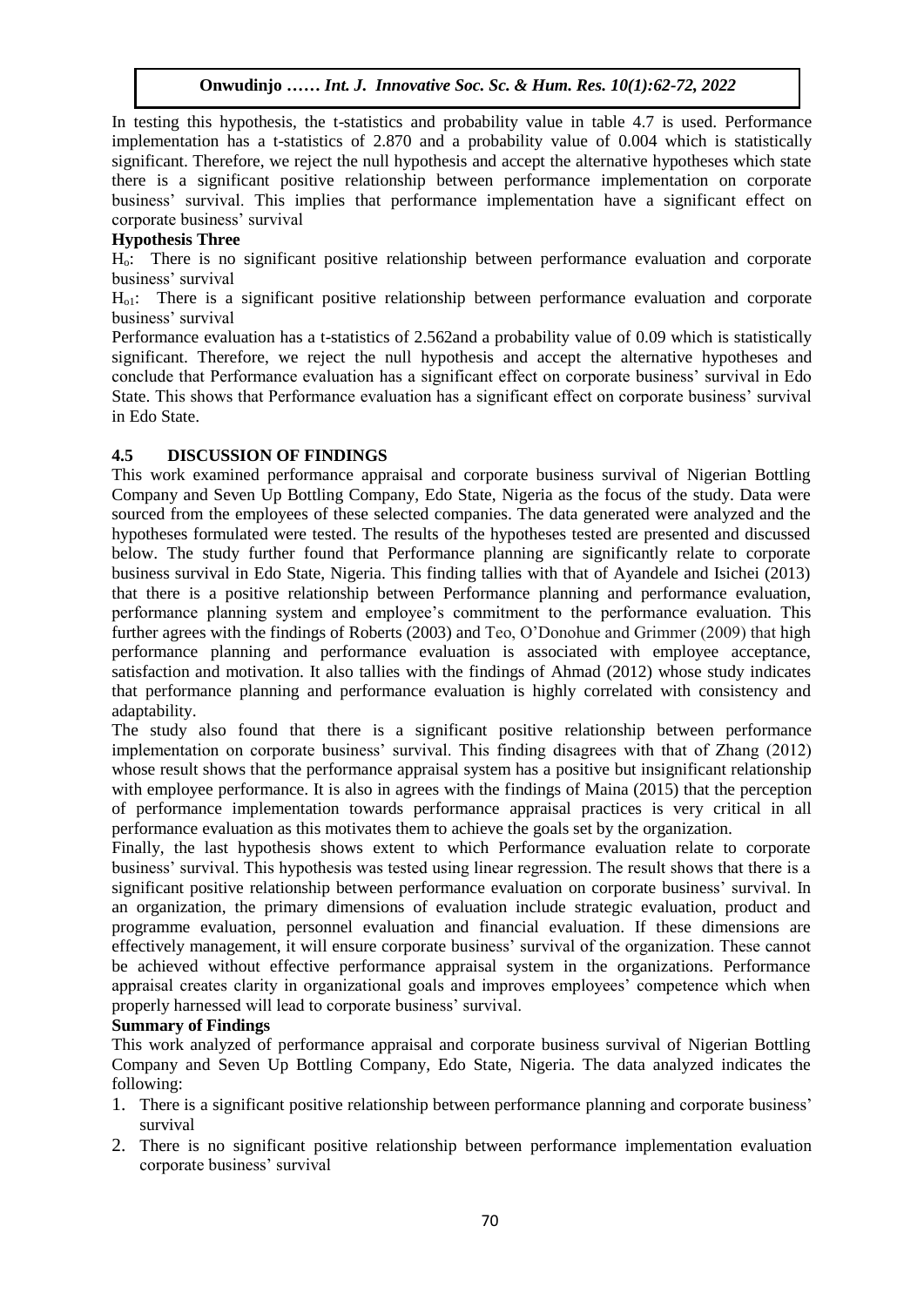In testing this hypothesis, the t-statistics and probability value in table 4.7 is used. Performance implementation has a t-statistics of 2.870 and a probability value of 0.004 which is statistically significant. Therefore, we reject the null hypothesis and accept the alternative hypotheses which state there is a significant positive relationship between performance implementation on corporate business' survival. This implies that performance implementation have a significant effect on corporate business' survival

**Hypothesis Three**

$H_o$: There is no significant positive relationship between performance evaluation and corporate business' survival

$H_{o1}$: There is a significant positive relationship between performance evaluation and corporate business' survival

Performance evaluation has a t-statistics of 2.562and a probability value of 0.09 which is statistically significant. Therefore, we reject the null hypothesis and accept the alternative hypotheses and conclude that Performance evaluation has a significant effect on corporate business' survival in Edo State. This shows that Performance evaluation has a significant effect on corporate business' survival in Edo State.

## 4.5 DISCUSSION OF FINDINGS

This work examined performance appraisal and corporate business survival of Nigerian Bottling Company and Seven Up Bottling Company, Edo State, Nigeria as the focus of the study. Data were sourced from the employees of these selected companies. The data generated were analyzed and the hypotheses formulated were tested. The results of the hypotheses tested are presented and discussed below. The study further found that Performance planning are significantly relate to corporate business survival in Edo State, Nigeria. This finding tallies with that of Ayandele and Isichei (2013) that there is a positive relationship between Performance planning and performance evaluation, performance planning system and employee's commitment to the performance evaluation. This further agrees with the findings of Roberts (2003) and Teo, O'Donohue and Grimmer (2009) that high performance planning and performance evaluation is associated with employee acceptance, satisfaction and motivation. It also tallies with the findings of Ahmad (2012) whose study indicates that performance planning and performance evaluation is highly correlated with consistency and adaptability.

The study also found that there is a significant positive relationship between performance implementation on corporate business' survival. This finding disagrees with that of Zhang (2012) whose result shows that the performance appraisal system has a positive but insignificant relationship with employee performance. It is also in agrees with the findings of Maina (2015) that the perception of performance implementation towards performance appraisal practices is very critical in all performance evaluation as this motivates them to achieve the goals set by the organization.

Finally, the last hypothesis shows extent to which Performance evaluation relate to corporate business' survival. This hypothesis was tested using linear regression. The result shows that there is a significant positive relationship between performance evaluation on corporate business' survival. In an organization, the primary dimensions of evaluation include strategic evaluation, product and programme evaluation, personnel evaluation and financial evaluation. If these dimensions are effectively management, it will ensure corporate business' survival of the organization. These cannot be achieved without effective performance appraisal system in the organizations. Performance appraisal creates clarity in organizational goals and improves employees' competence which when properly harnessed will lead to corporate business' survival.

**Summary of Findings**

This work analyzed of performance appraisal and corporate business survival of Nigerian Bottling Company and Seven Up Bottling Company, Edo State, Nigeria. The data analyzed indicates the following:

1. There is a significant positive relationship between performance planning and corporate business' survival
2. There is no significant positive relationship between performance implementation evaluation corporate business' survival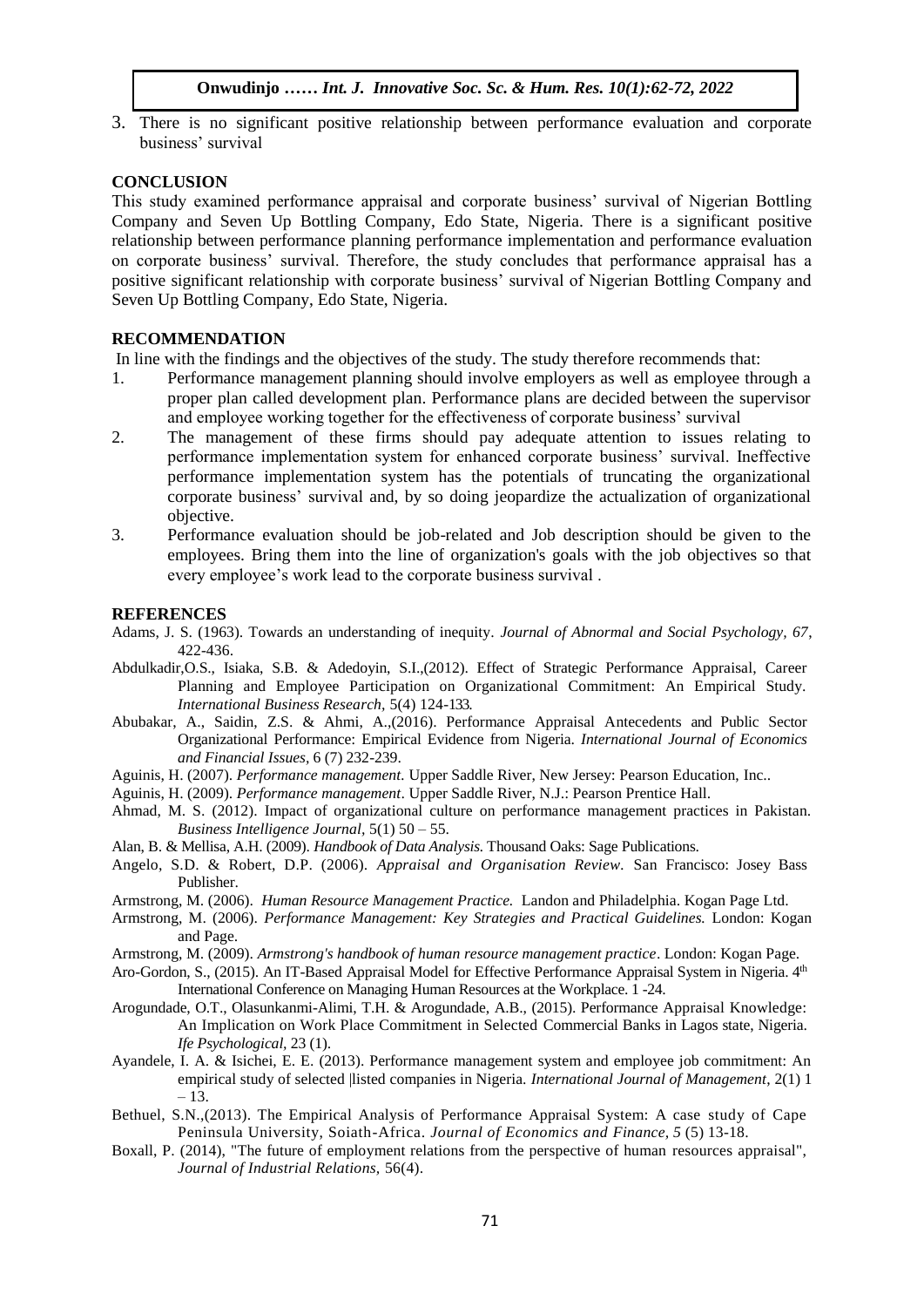3. There is no significant positive relationship between performance evaluation and corporate business' survival

## CONCLUSION

This study examined performance appraisal and corporate business' survival of Nigerian Bottling Company and Seven Up Bottling Company, Edo State, Nigeria. There is a significant positive relationship between performance planning performance implementation and performance evaluation on corporate business' survival. Therefore, the study concludes that performance appraisal has a positive significant relationship with corporate business' survival of Nigerian Bottling Company and Seven Up Bottling Company, Edo State, Nigeria.

## RECOMMENDATION

In line with the findings and the objectives of the study. The study therefore recommends that:

1. Performance management planning should involve employers as well as employee through a proper plan called development plan. Performance plans are decided between the supervisor and employee working together for the effectiveness of corporate business' survival
2. The management of these firms should pay adequate attention to issues relating to performance implementation system for enhanced corporate business' survival. Ineffective performance implementation system has the potentials of truncating the organizational corporate business' survival and, by so doing jeopardize the actualization of organizational objective.
3. Performance evaluation should be job-related and Job description should be given to the employees. Bring them into the line of organization's goals with the job objectives so that every employee's work lead to the corporate business survival .

## REFERENCES

Adams, J. S. (1963). Towards an understanding of inequity. *Journal of Abnormal and Social Psychology, 67*, 422-436.

Abdulkadir,O.S., Isiaka, S.B. & Adedoyin, S.I.,(2012). Effect of Strategic Performance Appraisal, Career Planning and Employee Participation on Organizational Commitment: An Empirical Study. *International Business Research,* 5(4) 124-133.

Abubakar, A., Saidin, Z.S. & Ahmi, A.,(2016). Performance Appraisal Antecedents and Public Sector Organizational Performance: Empirical Evidence from Nigeria. *International Journal of Economics and Financial Issues,* 6 (7) 232-239.

Aguinis, H. (2007). *Performance management.* Upper Saddle River, New Jersey: Pearson Education, Inc..

Aguinis, H. (2009). *Performance management*. Upper Saddle River, N.J.: Pearson Prentice Hall.

Ahmad, M. S. (2012). Impact of organizational culture on performance management practices in Pakistan. *Business Intelligence Journal,* 5(1) 50 – 55.

Alan, B. & Mellisa, A.H. (2009). *Handbook of Data Analysis.* Thousand Oaks: Sage Publications.

Angelo, S.D. & Robert, D.P. (2006). *Appraisal and Organisation Review*. San Francisco: Josey Bass Publisher.

Armstrong, M. (2006). *Human Resource Management Practice.* Landon and Philadelphia. Kogan Page Ltd.

Armstrong, M. (2006). *Performance Management: Key Strategies and Practical Guidelines.* London: Kogan and Page.

Armstrong, M. (2009). *Armstrong's handbook of human resource management practice*. London: Kogan Page.

Aro-Gordon, S., (2015). An IT-Based Appraisal Model for Effective Performance Appraisal System in Nigeria. 4th International Conference on Managing Human Resources at the Workplace. 1 -24.

Arogundade, O.T., Olasunkanmi-Alimi, T.H. & Arogundade, A.B., (2015). Performance Appraisal Knowledge: An Implication on Work Place Commitment in Selected Commercial Banks in Lagos state, Nigeria. *Ife Psychological*, 23 (1).

Ayandele, I. A. & Isichei, E. E. (2013). Performance management system and employee job commitment: An empirical study of selected |listed companies in Nigeria. *International Journal of Management*, 2(1) 1 – 13.

Bethuel, S.N.,(2013). The Empirical Analysis of Performance Appraisal System: A case study of Cape Peninsula University, Soiath-Africa. *Journal of Economics and Finance, 5* (5) 13-18.

Boxall, P. (2014), "The future of employment relations from the perspective of human resources appraisal", *Journal of Industrial Relations,* 56(4).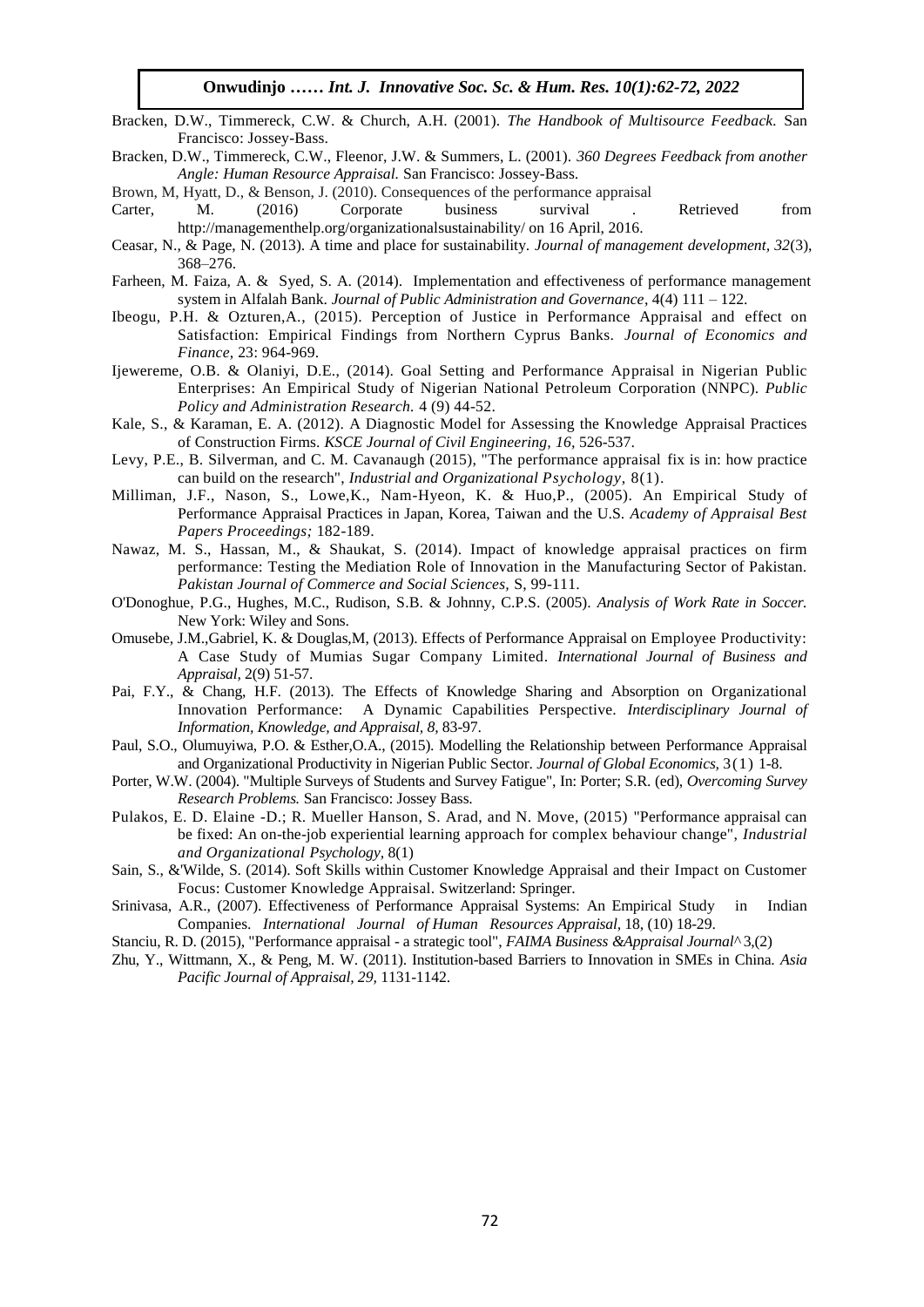Bracken, D.W., Timmereck, C.W. & Church, A.H. (2001). *The Handbook of Multisource Feedback.* San Francisco: Jossey-Bass.

Bracken, D.W., Timmereck, C.W., Fleenor, J.W. & Summers, L. (2001). *360 Degrees Feedback from another Angle: Human Resource Appraisal.* San Francisco: Jossey-Bass.

Brown, M, Hyatt, D., & Benson, J. (2010). Consequences of the performance appraisal

Carter, M. (2016) Corporate business survival . Retrieved from http://managementhelp.org/organizationalsustainability/ on 16 April, 2016.

Ceasar, N., & Page, N. (2013). A time and place for sustainability. *Journal of management development, 32*(3), 368–276.

Farheen, M. Faiza, A. & Syed, S. A. (2014). Implementation and effectiveness of performance management system in Alfalah Bank. *Journal of Public Administration and Governance*, 4(4) 111 – 122.

Ibeogu, P.H. & Ozturen,A., (2015). Perception of Justice in Performance Appraisal and effect on Satisfaction: Empirical Findings from Northern Cyprus Banks. *Journal of Economics and Finance,* 23: 964-969.

Ijewereme, O.B. & Olaniyi, D.E., (2014). Goal Setting and Performance Appraisal in Nigerian Public Enterprises: An Empirical Study of Nigerian National Petroleum Corporation (NNPC). *Public Policy and Administration Research.* 4 (9) 44-52.

Kale, S., & Karaman, E. A. (2012). A Diagnostic Model for Assessing the Knowledge Appraisal Practices of Construction Firms. *KSCE Journal of Civil Engineering, 16*, 526-537.

Levy, P.E., B. Silverman, and C. M. Cavanaugh (2015), "The performance appraisal fix is in: how practice can build on the research", *Industrial and Organizational Psychology,* 8(1).

Milliman, J.F., Nason, S., Lowe,K., Nam-Hyeon, K. & Huo,P., (2005). An Empirical Study of Performance Appraisal Practices in Japan, Korea, Taiwan and the U.S. *Academy of Appraisal Best Papers Proceedings;* 182-189.

Nawaz, M. S., Hassan, M., & Shaukat, S. (2014). Impact of knowledge appraisal practices on firm performance: Testing the Mediation Role of Innovation in the Manufacturing Sector of Pakistan. *Pakistan Journal of Commerce and Social Sciences*, S, 99-111.

O'Donoghue, P.G., Hughes, M.C., Rudison, S.B. & Johnny, C.P.S. (2005). *Analysis of Work Rate in Soccer.* New York: Wiley and Sons.

Omusebe, J.M.,Gabriel, K. & Douglas,M, (2013). Effects of Performance Appraisal on Employee Productivity: A Case Study of Mumias Sugar Company Limited. *International Journal of Business and Appraisal,* 2(9) 51-57.

Pai, F.Y., & Chang, H.F. (2013). The Effects of Knowledge Sharing and Absorption on Organizational Innovation Performance: A Dynamic Capabilities Perspective. *Interdisciplinary Journal of Information, Knowledge, and Appraisal, 8*, 83-97.

Paul, S.O., Olumuyiwa, P.O. & Esther,O.A., (2015). Modelling the Relationship between Performance Appraisal and Organizational Productivity in Nigerian Public Sector. *Journal of Global Economics,* 3(1) 1-8.

Porter, W.W. (2004). "Multiple Surveys of Students and Survey Fatigue", In: Porter; S.R. (ed), *Overcoming Survey Research Problems.* San Francisco: Jossey Bass.

Pulakos, E. D. Elaine -D.; R. Mueller Hanson, S. Arad, and N. Move, (2015) "Performance appraisal can be fixed: An on-the-job experiential learning approach for complex behaviour change", *Industrial and Organizational Psychology,* 8(1)

Sain, S., &'Wilde, S. (2014). Soft Skills within Customer Knowledge Appraisal and their Impact on Customer Focus: Customer Knowledge Appraisal. Switzerland: Springer.

Srinivasa, A.R., (2007). Effectiveness of Performance Appraisal Systems: An Empirical Study in Indian Companies. *International Journal of Human Resources Appraisal,* 18, (10) 18-29.

Stanciu, R. D. (2015), "Performance appraisal - a strategic tool", *FAIMA Business &Appraisal Journal*^3,(2)

Zhu, Y., Wittmann, X., & Peng, M. W. (2011). Institution-based Barriers to Innovation in SMEs in China. *Asia Pacific Journal of Appraisal, 29,* 1131-1142.